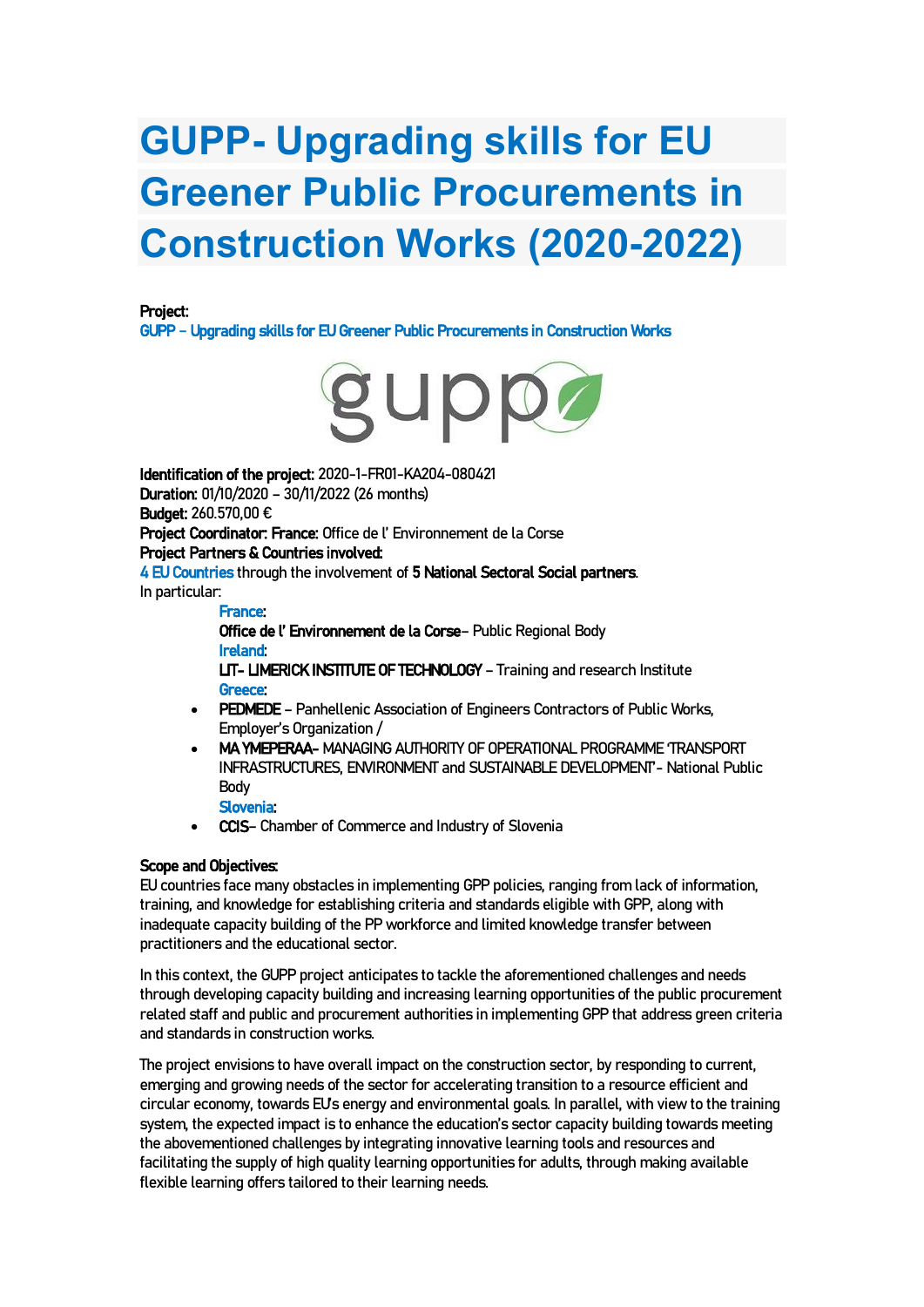# GUPP- Upgrading skills for EU Greener Public Procurements in Construction Works (2020-2022)

**Project:**
GUPP – Upgrading skills for EU Greener Public Procurements in Construction Works

**Identification of the project:** 2020-1-FR01-KA204-080421
**Duration:** 01/10/2020 – 30/11/2022 (26 months)
**Budget:** 260.570,00 €
**Project Coordinator: France:** Office de l' Environnement de la Corse
**Project Partners & Countries involved:**
4 EU Countries through the involvement of **5 National Sectoral Social partners**.
In particular:

France:
**Office de l' Environnement de la Corse**– Public Regional Body
Ireland:
**LIT- LIMERICK INSTITUTE OF TECHNOLOGY** – Training and research Institute
Greece:

- **PEDMEDE** – Panhellenic Association of Engineers Contractors of Public Works, Employer's Organization /
- **MA YMEPERAA**- MANAGING AUTHORITY OF OPERATIONAL PROGRAMME 'TRANSPORT INFRASTRUCTURES, ENVIRONMENT and SUSTAINABLE DEVELOPMENT'- National Public Body

Slovenia:

- **CCIS**– Chamber of Commerce and Industry of Slovenia

**Scope and Objectives:**
EU countries face many obstacles in implementing GPP policies, ranging from lack of information, training, and knowledge for establishing criteria and standards eligible with GPP, along with inadequate capacity building of the PP workforce and limited knowledge transfer between practitioners and the educational sector.

In this context, the GUPP project anticipates to tackle the aforementioned challenges and needs through developing capacity building and increasing learning opportunities of the public procurement related staff and public and procurement authorities in implementing GPP that address green criteria and standards in construction works.

The project envisions to have overall impact on the construction sector, by responding to current, emerging and growing needs of the sector for accelerating transition to a resource efficient and circular economy, towards EU's energy and environmental goals. In parallel, with view to the training system, the expected impact is to enhance the education's sector capacity building towards meeting the abovementioned challenges by integrating innovative learning tools and resources and facilitating the supply of high quality learning opportunities for adults, through making available flexible learning offers tailored to their learning needs.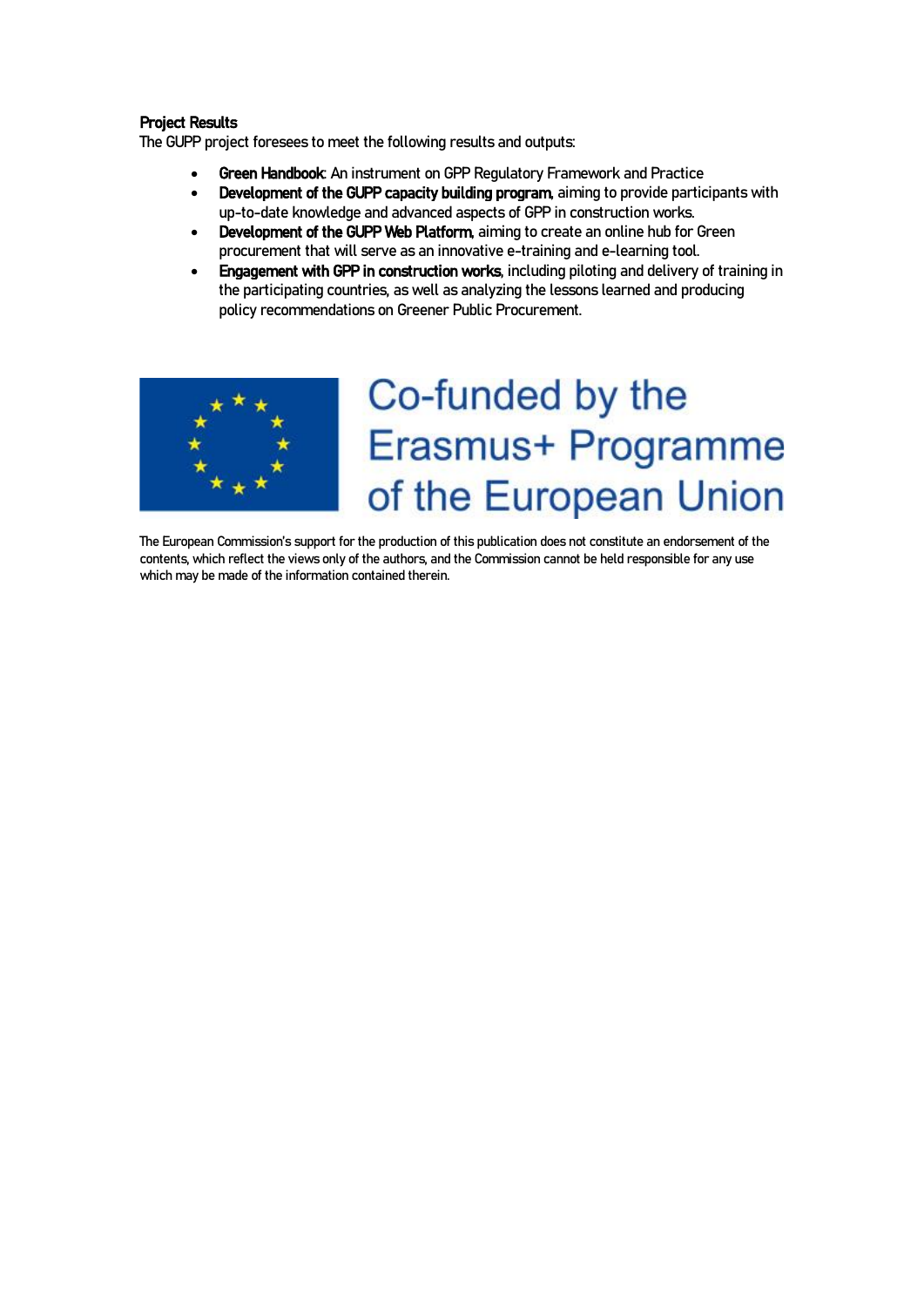**Project Results**

The GUPP project foresees to meet the following results and outputs:

- **Green Handbook**: An instrument on GPP Regulatory Framework and Practice
- **Development of the GUPP capacity building program**, aiming to provide participants with up-to-date knowledge and advanced aspects of GPP in construction works.
- **Development of the GUPP Web Platform**, aiming to create an online hub for Green procurement that will serve as an innovative e-training and e-learning tool.
- **Engagement with GPP in construction works**, including piloting and delivery of training in the participating countries, as well as analyzing the lessons learned and producing policy recommendations on Greener Public Procurement.

Co-funded by the Erasmus+ Programme of the European Union

The European Commission's support for the production of this publication does not constitute an endorsement of the contents, which reflect the views only of the authors, and the Commission cannot be held responsible for any use which may be made of the information contained therein.